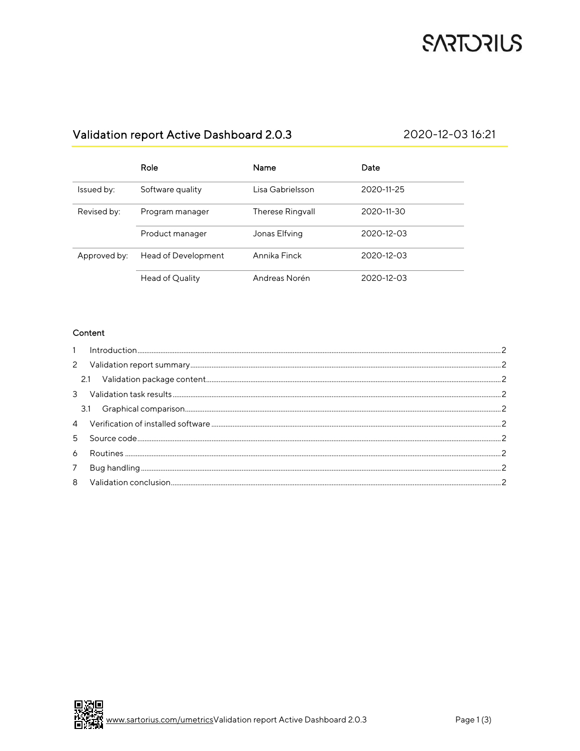# Validation report Active Dashboard 2.0.3

2020-12-03 16:21

| | Role | Name | Date |
|---|---|---|---|
| Issued by: | Software quality | Lisa Gabrielsson | 2020-11-25 |
| Revised by: | Program manager | Therese Ringvall | 2020-11-30 |
| | Product manager | Jonas Elfving | 2020-12-03 |
| Approved by: | Head of Development | Annika Finck | 2020-12-03 |
| | Head of Quality | Andreas Norén | 2020-12-03 |

**Content**

1 Introduction ........ 2
2 Validation report summary ........ 2
  2.1 Validation package content ........ 2
3 Validation task results ........ 2
  3.1 Graphical comparison ........ 2
4 Verification of installed software ........ 2
5 Source code ........ 2
6 Routines ........ 2
7 Bug handling ........ 2
8 Validation conclusion ........ 2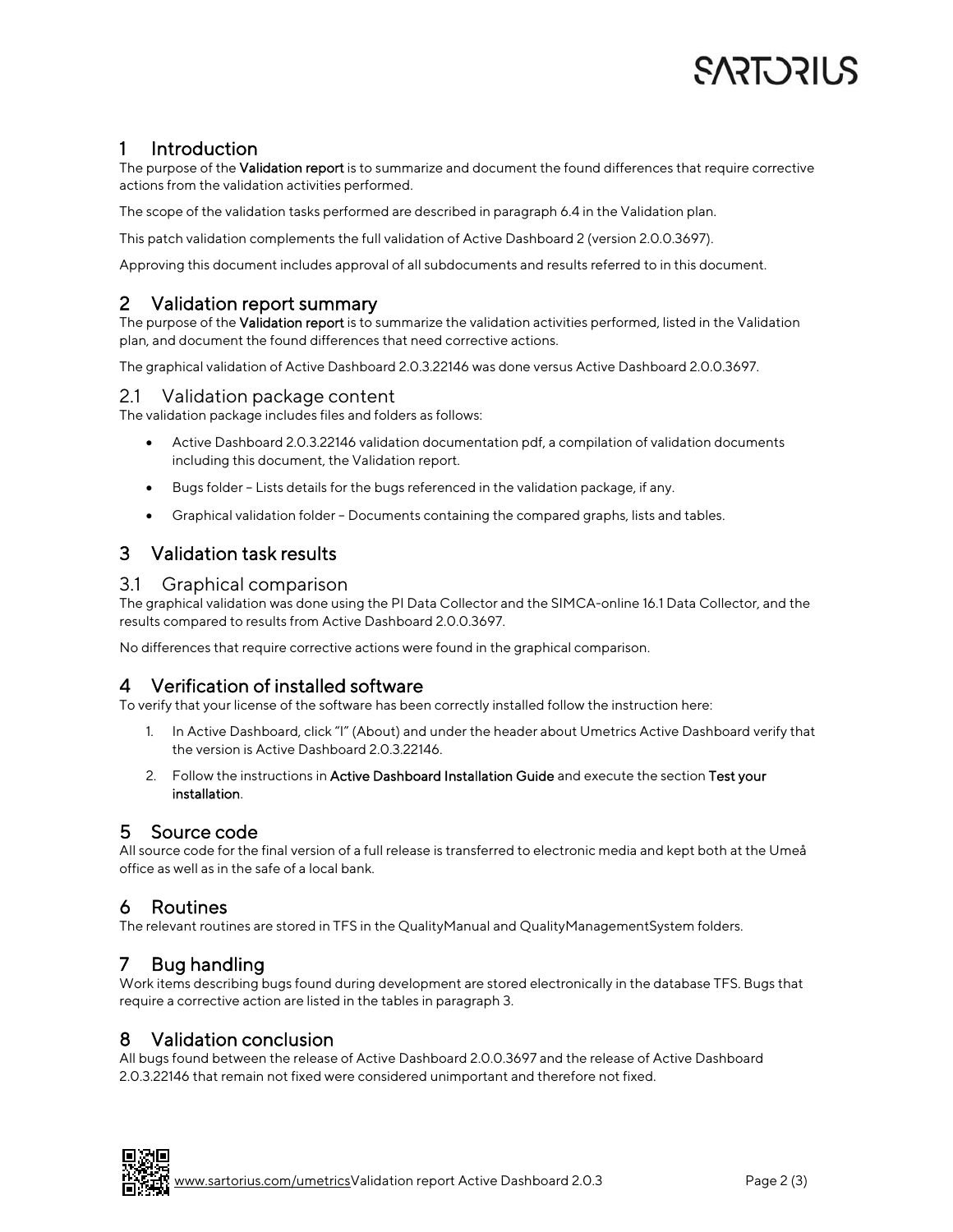# 1 Introduction

The purpose of the **Validation report** is to summarize and document the found differences that require corrective actions from the validation activities performed.

The scope of the validation tasks performed are described in paragraph 6.4 in the Validation plan.

This patch validation complements the full validation of Active Dashboard 2 (version 2.0.0.3697).

Approving this document includes approval of all subdocuments and results referred to in this document.

# 2 Validation report summary

The purpose of the **Validation report** is to summarize the validation activities performed, listed in the Validation plan, and document the found differences that need corrective actions.

The graphical validation of Active Dashboard 2.0.3.22146 was done versus Active Dashboard 2.0.0.3697.

## 2.1 Validation package content

The validation package includes files and folders as follows:

- Active Dashboard 2.0.3.22146 validation documentation pdf, a compilation of validation documents including this document, the Validation report.
- Bugs folder – Lists details for the bugs referenced in the validation package, if any.
- Graphical validation folder – Documents containing the compared graphs, lists and tables.

# 3 Validation task results

## 3.1 Graphical comparison

The graphical validation was done using the PI Data Collector and the SIMCA-online 16.1 Data Collector, and the results compared to results from Active Dashboard 2.0.0.3697.

No differences that require corrective actions were found in the graphical comparison.

# 4 Verification of installed software

To verify that your license of the software has been correctly installed follow the instruction here:

1. In Active Dashboard, click "I" (About) and under the header about Umetrics Active Dashboard verify that the version is Active Dashboard 2.0.3.22146.
2. Follow the instructions in **Active Dashboard Installation Guide** and execute the section **Test your installation**.

# 5 Source code

All source code for the final version of a full release is transferred to electronic media and kept both at the Umeå office as well as in the safe of a local bank.

# 6 Routines

The relevant routines are stored in TFS in the QualityManual and QualityManagementSystem folders.

# 7 Bug handling

Work items describing bugs found during development are stored electronically in the database TFS. Bugs that require a corrective action are listed in the tables in paragraph 3.

# 8 Validation conclusion

All bugs found between the release of Active Dashboard 2.0.0.3697 and the release of Active Dashboard 2.0.3.22146 that remain not fixed were considered unimportant and therefore not fixed.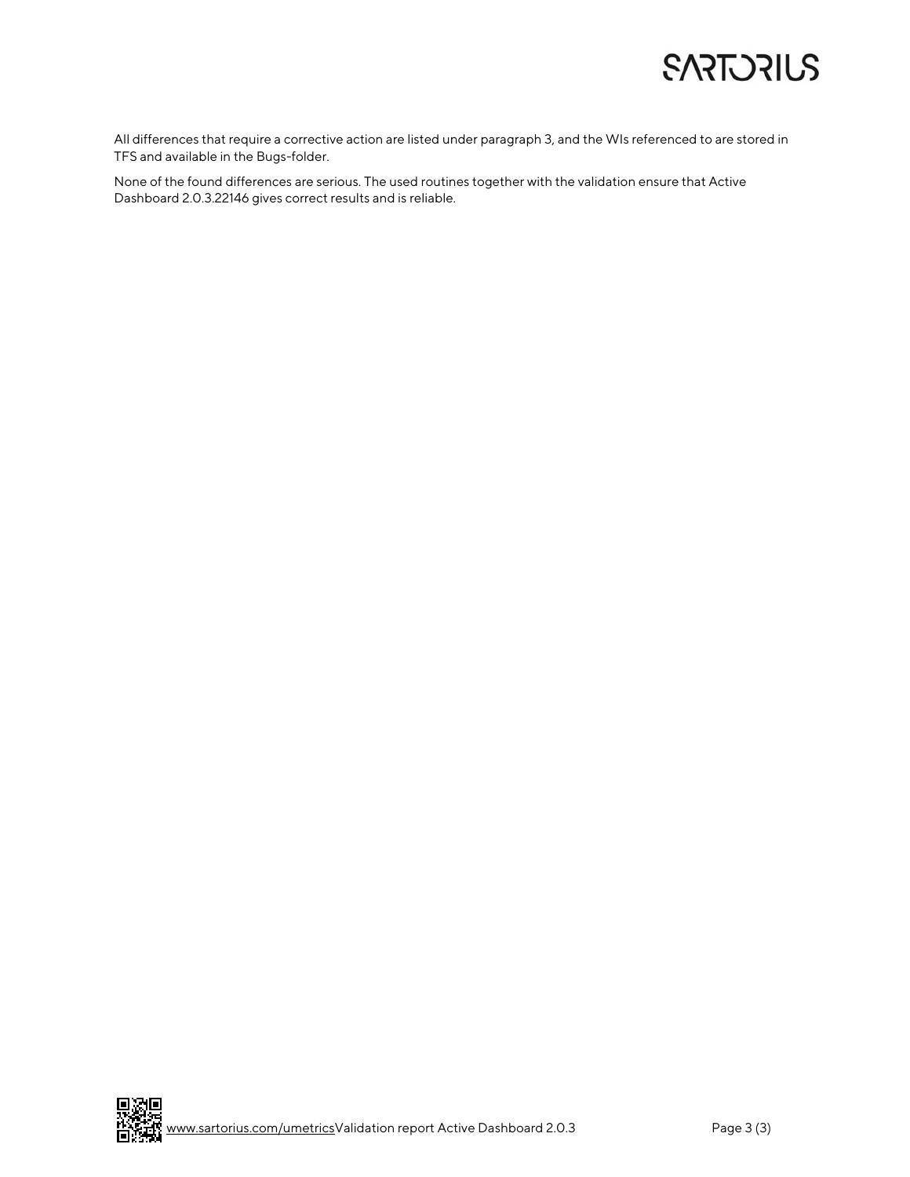All differences that require a corrective action are listed under paragraph 3, and the WIs referenced to are stored in TFS and available in the Bugs-folder.

None of the found differences are serious. The used routines together with the validation ensure that Active Dashboard 2.0.3.22146 gives correct results and is reliable.